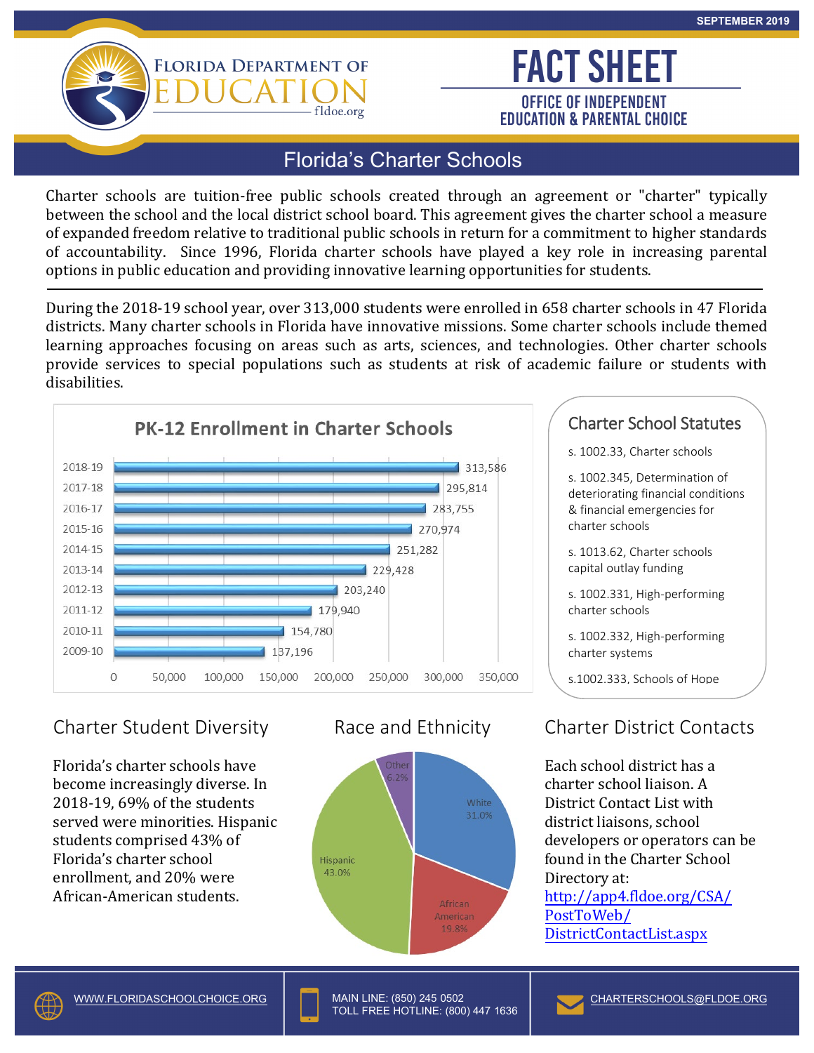SEPTEMBER 2019

FLORIDA DEPARTMENT OF EDUCATION
fldoe.org

# FACT SHEET

OFFICE OF INDEPENDENT EDUCATION & PARENTAL CHOICE

## Florida's Charter Schools

Charter schools are tuition-free public schools created through an agreement or "charter" typically between the school and the local district school board. This agreement gives the charter school a measure of expanded freedom relative to traditional public schools in return for a commitment to higher standards of accountability. Since 1996, Florida charter schools have played a key role in increasing parental options in public education and providing innovative learning opportunities for students.

---

During the 2018-19 school year, over 313,000 students were enrolled in 658 charter schools in 47 Florida districts. Many charter schools in Florida have innovative missions. Some charter schools include themed learning approaches focusing on areas such as arts, sciences, and technologies. Other charter schools provide services to special populations such as students at risk of academic failure or students with disabilities.

### PK-12 Enrollment in Charter Schools

| School Year | Enrollment |
| --- | --- |
| 2018-19 | 313,586 |
| 2017-18 | 295,814 |
| 2016-17 | 283,755 |
| 2015-16 | 270,974 |
| 2014-15 | 251,282 |
| 2013-14 | 229,428 |
| 2012-13 | 203,240 |
| 2011-12 | 179,940 |
| 2010-11 | 154,780 |
| 2009-10 | 137,196 |

### Charter School Statutes

- s. 1002.33, Charter schools
- s. 1002.345, Determination of deteriorating financial conditions & financial emergencies for charter schools
- s. 1013.62, Charter schools capital outlay funding
- s. 1002.331, High-performing charter schools
- s. 1002.332, High-performing charter systems
- s.1002.333, Schools of Hope

## Charter Student Diversity

Florida's charter schools have become increasingly diverse. In 2018-19, 69% of the students served were minorities. Hispanic students comprised 43% of Florida's charter school enrollment, and 20% were African-American students.

## Race and Ethnicity

| Race/Ethnicity | Percent |
| --- | --- |
| White | 31.0% |
| Hispanic | 43.0% |
| African American | 19.8% |
| Other | 6.2% |

## Charter District Contacts

Each school district has a charter school liaison. A District Contact List with district liaisons, school developers or operators can be found in the Charter School Directory at: [http://app4.fldoe.org/CSA/PostToWeb/DistrictContactList.aspx](http://app4.fldoe.org/CSA/PostToWeb/DistrictContactList.aspx)

---

WWW.FLORIDASCHOOLCHOICE.ORG

MAIN LINE: (850) 245 0502
TOLL FREE HOTLINE: (800) 447 1636

CHARTERSCHOOLS@FLDOE.ORG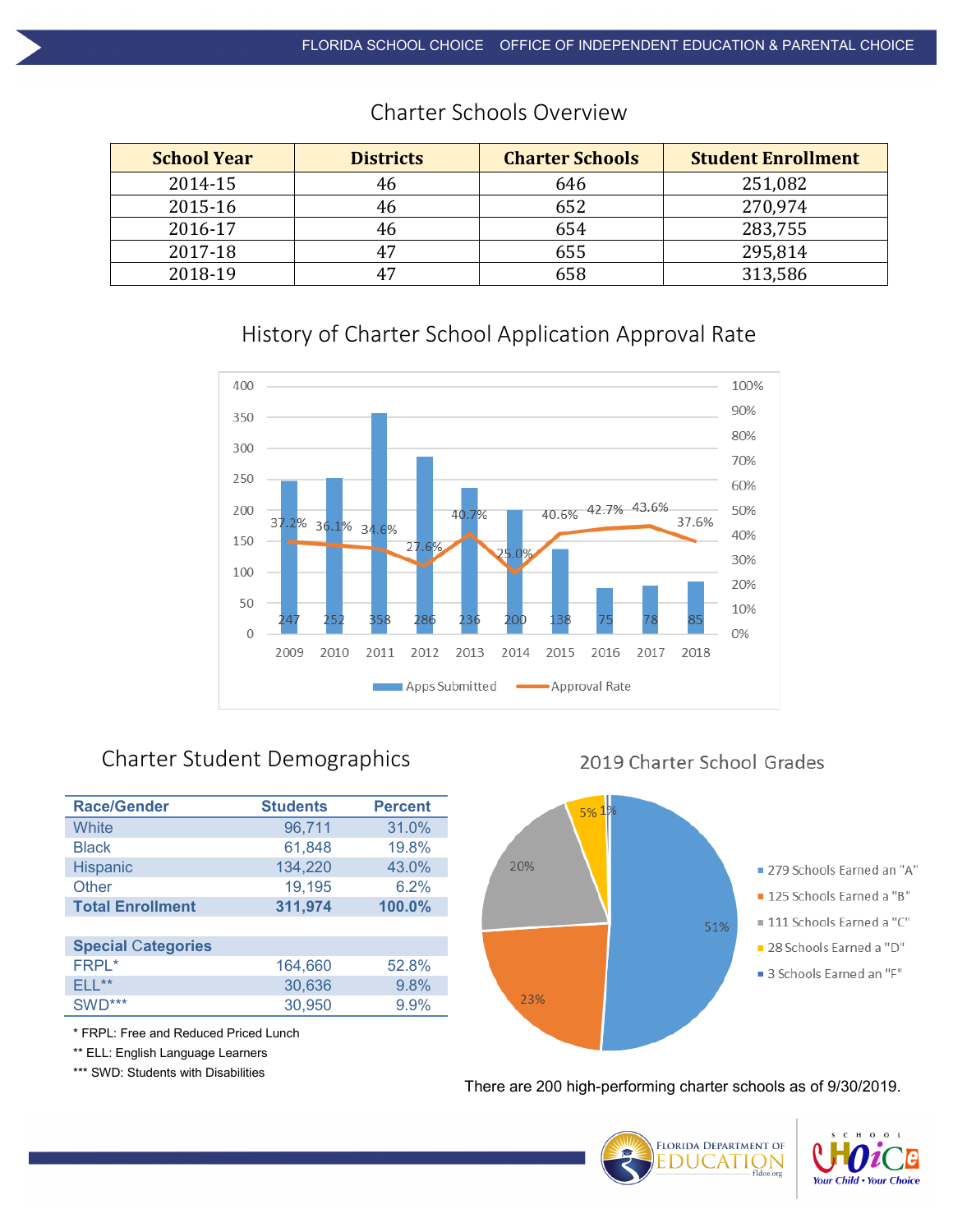## Charter Schools Overview

| School Year | Districts | Charter Schools | Student Enrollment |
|---|---|---|---|
| 2014-15 | 46 | 646 | 251,082 |
| 2015-16 | 46 | 652 | 270,974 |
| 2016-17 | 46 | 654 | 283,755 |
| 2017-18 | 47 | 655 | 295,814 |
| 2018-19 | 47 | 658 | 313,586 |

## History of Charter School Application Approval Rate

400
350
300
250
200
150
100
50
0

100%
90%
80%
70%
60%
50%
40%
30%
20%
10%
0%

2009: 247, 37.2%
2010: 252, 36.1%
2011: 358, 34.6%
2012: 286, 27.6%
2013: 236, 40.7%
2014: 200, 25.0%
2015: 138, 40.6%
2016: 75, 42.7%
2017: 78, 43.6%
2018: 85, 37.6%

Apps Submitted
Approval Rate

## Charter Student Demographics

| Race/Gender | Students | Percent |
|---|---|---|
| White | 96,711 | 31.0% |
| Black | 61,848 | 19.8% |
| Hispanic | 134,220 | 43.0% |
| Other | 19,195 | 6.2% |
| **Total Enrollment** | **311,974** | **100.0%** |
| **Special Categories** | | |
| FRPL* | 164,660 | 52.8% |
| ELL** | 30,636 | 9.8% |
| SWD*** | 30,950 | 9.9% |

\* FRPL: Free and Reduced Priced Lunch

\** ELL: English Language Learners

\*** SWD: Students with Disabilities

## 2019 Charter School Grades

51%
23%
20%
5%
1%

279 Schools Earned an "A"
125 Schools Earned a "B"
111 Schools Earned a "C"
28 Schools Earned a "D"
3 Schools Earned an "F"

There are 200 high-performing charter schools as of 9/30/2019.